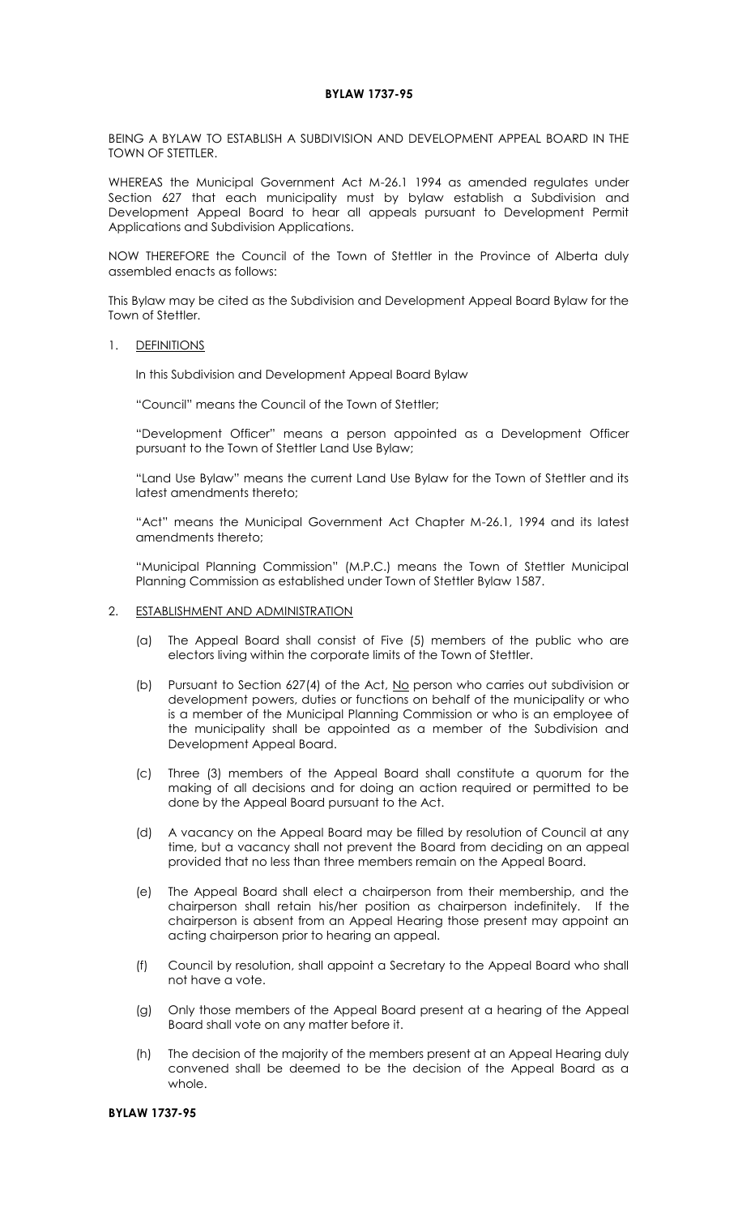# BYLAW 1737-95

BEING A BYLAW TO ESTABLISH A SUBDIVISION AND DEVELOPMENT APPEAL BOARD IN THE TOWN OF STETTLER.

WHEREAS the Municipal Government Act M-26.1 1994 as amended regulates under Section 627 that each municipality must by bylaw establish a Subdivision and Development Appeal Board to hear all appeals pursuant to Development Permit Applications and Subdivision Applications.

NOW THEREFORE the Council of the Town of Stettler in the Province of Alberta duly assembled enacts as follows:

This Bylaw may be cited as the Subdivision and Development Appeal Board Bylaw for the Town of Stettler.

1. DEFINITIONS

   In this Subdivision and Development Appeal Board Bylaw

   "Council" means the Council of the Town of Stettler;

   "Development Officer" means a person appointed as a Development Officer pursuant to the Town of Stettler Land Use Bylaw;

   "Land Use Bylaw" means the current Land Use Bylaw for the Town of Stettler and its latest amendments thereto;

   "Act" means the Municipal Government Act Chapter M-26.1, 1994 and its latest amendments thereto;

   "Municipal Planning Commission" (M.P.C.) means the Town of Stettler Municipal Planning Commission as established under Town of Stettler Bylaw 1587.

2. ESTABLISHMENT AND ADMINISTRATION

   (a) The Appeal Board shall consist of Five (5) members of the public who are electors living within the corporate limits of the Town of Stettler.

   (b) Pursuant to Section 627(4) of the Act, No person who carries out subdivision or development powers, duties or functions on behalf of the municipality or who is a member of the Municipal Planning Commission or who is an employee of the municipality shall be appointed as a member of the Subdivision and Development Appeal Board.

   (c) Three (3) members of the Appeal Board shall constitute a quorum for the making of all decisions and for doing an action required or permitted to be done by the Appeal Board pursuant to the Act.

   (d) A vacancy on the Appeal Board may be filled by resolution of Council at any time, but a vacancy shall not prevent the Board from deciding on an appeal provided that no less than three members remain on the Appeal Board.

   (e) The Appeal Board shall elect a chairperson from their membership, and the chairperson shall retain his/her position as chairperson indefinitely. If the chairperson is absent from an Appeal Hearing those present may appoint an acting chairperson prior to hearing an appeal.

   (f) Council by resolution, shall appoint a Secretary to the Appeal Board who shall not have a vote.

   (g) Only those members of the Appeal Board present at a hearing of the Appeal Board shall vote on any matter before it.

   (h) The decision of the majority of the members present at an Appeal Hearing duly convened shall be deemed to be the decision of the Appeal Board as a whole.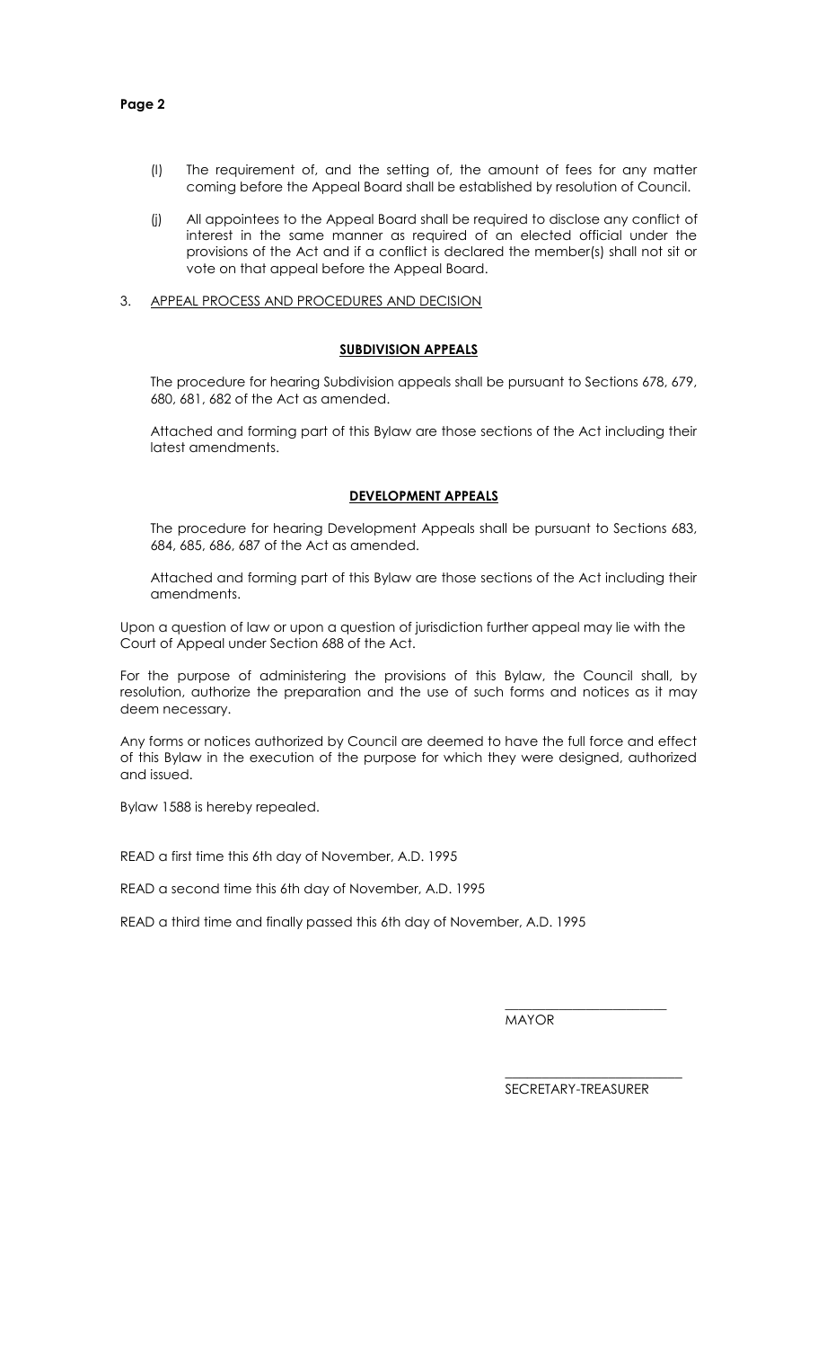(I) The requirement of, and the setting of, the amount of fees for any matter coming before the Appeal Board shall be established by resolution of Council.

(j) All appointees to the Appeal Board shall be required to disclose any conflict of interest in the same manner as required of an elected official under the provisions of the Act and if a conflict is declared the member(s) shall not sit or vote on that appeal before the Appeal Board.

3. APPEAL PROCESS AND PROCEDURES AND DECISION

**SUBDIVISION APPEALS**

The procedure for hearing Subdivision appeals shall be pursuant to Sections 678, 679, 680, 681, 682 of the Act as amended.

Attached and forming part of this Bylaw are those sections of the Act including their latest amendments.

**DEVELOPMENT APPEALS**

The procedure for hearing Development Appeals shall be pursuant to Sections 683, 684, 685, 686, 687 of the Act as amended.

Attached and forming part of this Bylaw are those sections of the Act including their amendments.

Upon a question of law or upon a question of jurisdiction further appeal may lie with the Court of Appeal under Section 688 of the Act.

For the purpose of administering the provisions of this Bylaw, the Council shall, by resolution, authorize the preparation and the use of such forms and notices as it may deem necessary.

Any forms or notices authorized by Council are deemed to have the full force and effect of this Bylaw in the execution of the purpose for which they were designed, authorized and issued.

Bylaw 1588 is hereby repealed.

READ a first time this 6th day of November, A.D. 1995

READ a second time this 6th day of November, A.D. 1995

READ a third time and finally passed this 6th day of November, A.D. 1995

MAYOR

SECRETARY-TREASURER